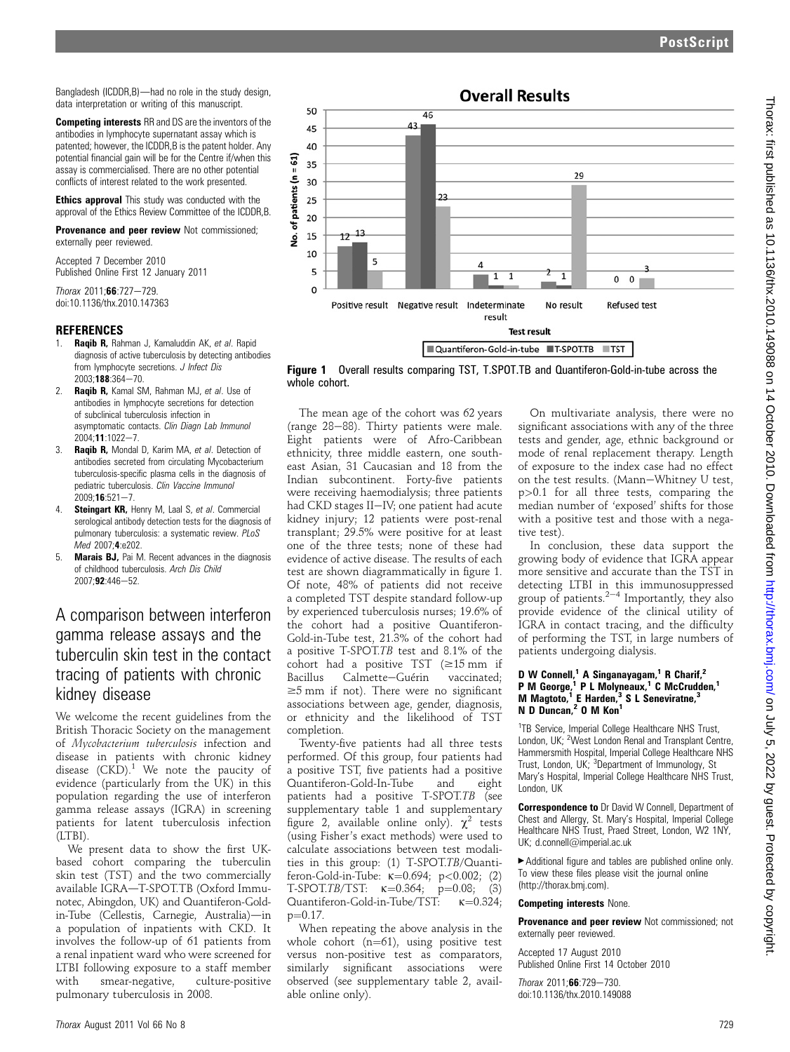Bangladesh (ICDDR,B)—had no role in the study design, data interpretation or writing of this manuscript.

**Competing interests** RR and DS are the inventors of the antibodies in lymphocyte supernatant assay which is patented; however, the ICDDR,B is the patent holder. Any potential financial gain will be for the Centre if/when this assay is commercialised. There are no other potential conflicts of interest related to the work presented.

**Ethics approval** This study was conducted with the approval of the Ethics Review Committee of the ICDDR,B.

**Provenance and peer review** Not commissioned; externally peer reviewed.

Accepted 7 December 2010
Published Online First 12 January 2011

*Thorax* 2011;**66**:727–729.
doi:10.1136/thx.2010.147363

## REFERENCES

1. **Raqib R**, Rahman J, Kamaluddin AK, *et al*. Rapid diagnosis of active tuberculosis by detecting antibodies from lymphocyte secretions. *J Infect Dis* 2003;**188**:364–70.
2. **Raqib R**, Kamal SM, Rahman MJ, *et al*. Use of antibodies in lymphocyte secretions for detection of subclinical tuberculosis infection in asymptomatic contacts. *Clin Diagn Lab Immunol* 2004;**11**:1022–7.
3. **Raqib R**, Mondal D, Karim MA, *et al*. Detection of antibodies secreted from circulating Mycobacterium tuberculosis-specific plasma cells in the diagnosis of pediatric tuberculosis. *Clin Vaccine Immunol* 2009;**16**:521–7.
4. **Steingart KR**, Henry M, Laal S, *et al*. Commercial serological antibody detection tests for the diagnosis of pulmonary tuberculosis: a systematic review. *PLoS Med* 2007;**4**:e202.
5. **Marais BJ**, Pai M. Recent advances in the diagnosis of childhood tuberculosis. *Arch Dis Child* 2007;**92**:446–52.

# A comparison between interferon gamma release assays and the tuberculin skin test in the contact tracing of patients with chronic kidney disease

We welcome the recent guidelines from the British Thoracic Society on the management of *Mycobacterium tuberculosis* infection and disease in patients with chronic kidney disease (CKD).[1] We note the paucity of evidence (particularly from the UK) in this population regarding the use of interferon gamma release assays (IGRA) in screening patients for latent tuberculosis infection (LTBI).

We present data to show the first UK-based cohort comparing the tuberculin skin test (TST) and the two commercially available IGRA—T-SPOT.TB (Oxford Immunotec, Abingdon, UK) and Quantiferon-Gold-in-Tube (Cellestis, Carnegie, Australia)—in a population of inpatients with CKD. It involves the follow-up of 61 patients from a renal inpatient ward who were screened for LTBI following exposure to a staff member with smear-negative, culture-positive pulmonary tuberculosis in 2008.

**Overall Results**

| Test result | Quantiferon-Gold-in-tube | T-SPOT.TB | TST |
|---|---|---|---|
| Positive result | 12 | 13 | 5 |
| Negative result | 43 | 46 | 23 |
| Indeterminate result | 4 | 1 | 1 |
| No result | 2 | 1 | 29 |
| Refused test | 0 | 0 | 3 |

**Figure 1** Overall results comparing TST, T.SPOT.TB and Quantiferon-Gold-in-tube across the whole cohort.

The mean age of the cohort was 62 years (range 28–88). Thirty patients were male. Eight patients were of Afro-Caribbean ethnicity, three middle eastern, one south-east Asian, 31 Caucasian and 18 from the Indian subcontinent. Forty-five patients were receiving haemodialysis; three patients had CKD stages II–IV; one patient had acute kidney injury; 12 patients were post-renal transplant; 29.5% were positive for at least one of the three tests; none of these had evidence of active disease. The results of each test are shown diagrammatically in figure 1. Of note, 48% of patients did not receive a completed TST despite standard follow-up by experienced tuberculosis nurses; 19.6% of the cohort had a positive Quantiferon-Gold-in-Tube test, 21.3% of the cohort had a positive T-SPOT.*TB* test and 8.1% of the cohort had a positive TST ($\geq$15 mm if Bacillus Calmette–Guérin vaccinated; $\geq$5 mm if not). There were no significant associations between age, gender, diagnosis, or ethnicity and the likelihood of TST completion.

Twenty-five patients had all three tests performed. Of this group, four patients had a positive TST, five patients had a positive Quantiferon-Gold-In-Tube and eight patients had a positive T-SPOT.*TB* (see supplementary table 1 and supplementary figure 2, available online only). $\chi^2$ tests (using Fisher's exact methods) were used to calculate associations between test modalities in this group: (1) T-SPOT.*TB*/Quantiferon-Gold-in-Tube: $\kappa$=0.694; $p<0.002$; (2) T-SPOT.*TB*/TST: $\kappa$=0.364; p=0.08; (3) Quantiferon-Gold-in-Tube/TST: $\kappa$=0.324; p=0.17.

When repeating the above analysis in the whole cohort (n=61), using positive test versus non-positive test as comparators, similarly significant associations were observed (see supplementary table 2, available online only).

On multivariate analysis, there were no significant associations with any of the three tests and gender, age, ethnic background or mode of renal replacement therapy. Length of exposure to the index case had no effect on the test results. (Mann–Whitney U test, $p>0.1$ for all three tests, comparing the median number of 'exposed' shifts for those with a positive test and those with a negative test).

In conclusion, these data support the growing body of evidence that IGRA appear more sensitive and accurate than the TST in detecting LTBI in this immunosuppressed group of patients.[2–4] Importantly, they also provide evidence of the clinical utility of IGRA in contact tracing, and the difficulty of performing the TST, in large numbers of patients undergoing dialysis.

**D W Connell,[1] A Singanayagam,[1] R Charif,[2] P M George,[1] P L Molyneaux,[1] C McCrudden,[1] M Magtoto,[1] E Harden,[3] S L Seneviratne,[3] N D Duncan,[2] O M Kon[1]**

[1]TB Service, Imperial College Healthcare NHS Trust, London, UK; [2]West London Renal and Transplant Centre, Hammersmith Hospital, Imperial College Healthcare NHS Trust, London, UK; [3]Department of Immunology, St Mary's Hospital, Imperial College Healthcare NHS Trust, London, UK

**Correspondence to** Dr David W Connell, Department of Chest and Allergy, St. Mary's Hospital, Imperial College Healthcare NHS Trust, Praed Street, London, W2 1NY, UK; d.connell@imperial.ac.uk

► Additional figure and tables are published online only. To view these files please visit the journal online (http://thorax.bmj.com).

**Competing interests** None.

**Provenance and peer review** Not commissioned; not externally peer reviewed.

Accepted 17 August 2010
Published Online First 14 October 2010

*Thorax* 2011;**66**:729–730.
doi:10.1136/thx.2010.149088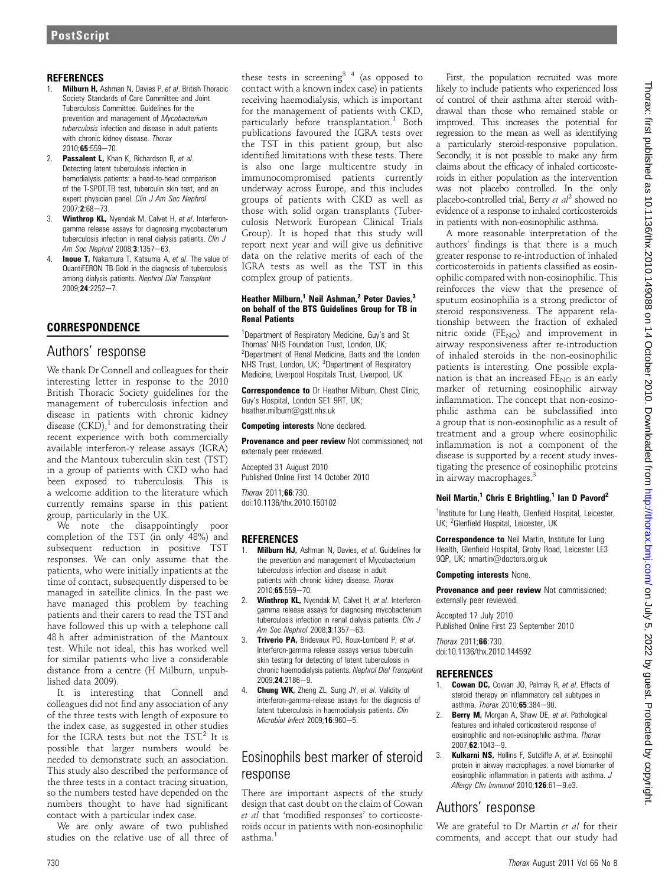## REFERENCES

1. **Milburn H**, Ashman N, Davies P, *et al*. British Thoracic Society Standards of Care Committee and Joint Tuberculosis Committee. Guidelines for the prevention and management of *Mycobacterium tuberculosis* infection and disease in adult patients with chronic kidney disease. *Thorax* 2010;**65**:559–70.
2. **Passalent L**, Khan K, Richardson R, *et al*. Detecting latent tuberculosis infection in hemodialysis patients: a head-to-head comparison of the T-SPOT.TB test, tuberculin skin test, and an expert physician panel. *Clin J Am Soc Nephrol* 2007;**2**:68–73.
3. **Winthrop KL**, Nyendak M, Calvet H, *et al*. Interferon-gamma release assays for diagnosing mycobacterium tuberculosis infection in renal dialysis patients. *Clin J Am Soc Nephrol* 2008;**3**:1357–63.
4. **Inoue T**, Nakamura T, Katsuma A, *et al*. The value of QuantiFERON TB-Gold in the diagnosis of tuberculosis among dialysis patients. *Nephrol Dial Transplant* 2009;**24**:2252–7.

## CORRESPONDENCE

# Authors' response

We thank Dr Connell and colleagues for their interesting letter in response to the 2010 British Thoracic Society guidelines for the management of tuberculosis infection and disease in patients with chronic kidney disease (CKD),[1] and for demonstrating their recent experience with both commercially available interferon-γ release assays (IGRA) and the Mantoux tuberculin skin test (TST) in a group of patients with CKD who had been exposed to tuberculosis. This is a welcome addition to the literature which currently remains sparse in this patient group, particularly in the UK.

We note the disappointingly poor completion of the TST (in only 48%) and subsequent reduction in positive TST responses. We can only assume that the patients, who were initially inpatients at the time of contact, subsequently dispersed to be managed in satellite clinics. In the past we have managed this problem by teaching patients and their carers to read the TST and have followed this up with a telephone call 48 h after administration of the Mantoux test. While not ideal, this has worked well for similar patients who live a considerable distance from a centre (H Milburn, unpublished data 2009).

It is interesting that Connell and colleagues did not find any association of any of the three tests with length of exposure to the index case, as suggested in other studies for the IGRA tests but not the TST.[2] It is possible that larger numbers would be needed to demonstrate such an association. This study also described the performance of the three tests in a contact tracing situation, so the numbers tested have depended on the numbers thought to have had significant contact with a particular index case.

We are only aware of two published studies on the relative use of all three of these tests in screening[3] [4] (as opposed to contact with a known index case) in patients receiving haemodialysis, which is important for the management of patients with CKD, particularly before transplantation.[1] Both publications favoured the IGRA tests over the TST in this patient group, but also identified limitations with these tests. There is also one large multicentre study in immunocompromised patients currently underway across Europe, and this includes groups of patients with CKD as well as those with solid organ transplants (Tuberculosis Network European Clinical Trials Group). It is hoped that this study will report next year and will give us definitive data on the relative merits of each of the IGRA tests as well as the TST in this complex group of patients.

**Heather Milburn,[1] Neil Ashman,[2] Peter Davies,[3] on behalf of the BTS Guidelines Group for TB in Renal Patients**

[1]Department of Respiratory Medicine, Guy's and St Thomas' NHS Foundation Trust, London, UK; [2]Department of Renal Medicine, Barts and the London NHS Trust, London, UK; [3]Department of Respiratory Medicine, Liverpool Hospitals Trust, Liverpool, UK

**Correspondence to** Dr Heather Milburn, Chest Clinic, Guy's Hospital, London SE1 9RT, UK; heather.milburn@gstt.nhs.uk

**Competing interests** None declared.

**Provenance and peer review** Not commissioned; not externally peer reviewed.

Accepted 31 August 2010
Published Online First 14 October 2010

*Thorax* 2011;**66**:730.
doi:10.1136/thx.2010.150102

## REFERENCES

1. **Milburn HJ**, Ashman N, Davies, *et al*. Guidelines for the prevention and management of Mycobacterium tuberculosis infection and disease in adult patients with chronic kidney disease. *Thorax* 2010;**65**:559–70.
2. **Winthrop KL**, Nyendak M, Calvet H, *et al*. Interferon-gamma release assays for diagnosing mycobacterium tuberculosis infection in renal dialysis patients. *Clin J Am Soc Nephrol* 2008;**3**:1357–63.
3. **Triverio PA**, Bridevaux PO, Roux-Lombard P, *et al*. Interferon-gamma release assays versus tuberculin skin testing for detecting of latent tuberculosis in chronic haemodialysis patients. *Nephrol Dial Transplant* 2009;**24**:2186–9.
4. **Chung WK**, Zheng ZL, Sung JY, *et al*. Validity of interferon-gamma-release assays for the diagnosis of latent tuberculosis in haemodialysis patients. *Clin Microbiol Infect* 2009;**16**:960–5.

# Eosinophils best marker of steroid response

There are important aspects of the study design that cast doubt on the claim of Cowan *et al* that 'modified responses' to corticosteroids occur in patients with non-eosinophilic asthma.[1]

First, the population recruited was more likely to include patients who experienced loss of control of their asthma after steroid withdrawal than those who remained stable or improved. This increases the potential for regression to the mean as well as identifying a particularly steroid-responsive population. Secondly, it is not possible to make any firm claims about the efficacy of inhaled corticosteroids in either population as the intervention was not placebo controlled. In the only placebo-controlled trial, Berry *et al*[2] showed no evidence of a response to inhaled corticosteroids in patients with non-eosinophilic asthma.

A more reasonable interpretation of the authors' findings is that there is a much greater response to re-introduction of inhaled corticosteroids in patients classified as eosinophilic compared with non-eosinophilic. This reinforces the view that the presence of sputum eosinophilia is a strong predictor of steroid responsiveness. The apparent relationship between the fraction of exhaled nitric oxide ($FE_{NO}$) and improvement in airway responsiveness after re-introduction of inhaled steroids in the non-eosinophilic patients is interesting. One possible explanation is that an increased $FE_{NO}$ is an early marker of returning eosinophilic airway inflammation. The concept that non-eosinophilic asthma can be subclassified into a group that is non-eosinophilic as a result of treatment and a group where eosinophilic inflammation is not a component of the disease is supported by a recent study investigating the presence of eosinophilic proteins in airway macrophages.[3]

**Neil Martin,[1] Chris E Brightling,[1] Ian D Pavord[2]**

[1]Institute for Lung Health, Glenfield Hospital, Leicester, UK; [2]Glenfield Hospital, Leicester, UK

**Correspondence to** Neil Martin, Institute for Lung Health, Glenfield Hospital, Groby Road, Leicester LE3 9QP, UK; nmartin@doctors.org.uk

**Competing interests** None.

**Provenance and peer review** Not commissioned; externally peer reviewed.

Accepted 17 July 2010
Published Online First 23 September 2010

*Thorax* 2011;**66**:730.
doi:10.1136/thx.2010.144592

## REFERENCES

1. **Cowan DC**, Cowan JO, Palmay R, *et al*. Effects of steroid therapy on inflammatory cell subtypes in asthma. *Thorax* 2010;**65**:384–90.
2. **Berry M**, Morgan A, Shaw DE, *et al*. Pathological features and inhaled corticosteroid response of eosinophilic and non-eosinophilic asthma. *Thorax* 2007;**62**:1043–9.
3. **Kulkarni NS**, Hollins F, Sutcliffe A, *et al*. Eosinophil protein in airway macrophages: a novel biomarker of eosinophilic inflammation in patients with asthma. *J Allergy Clin Immunol* 2010;**126**:61–9.e3.

# Authors' response

We are grateful to Dr Martin *et al* for their comments, and accept that our study had